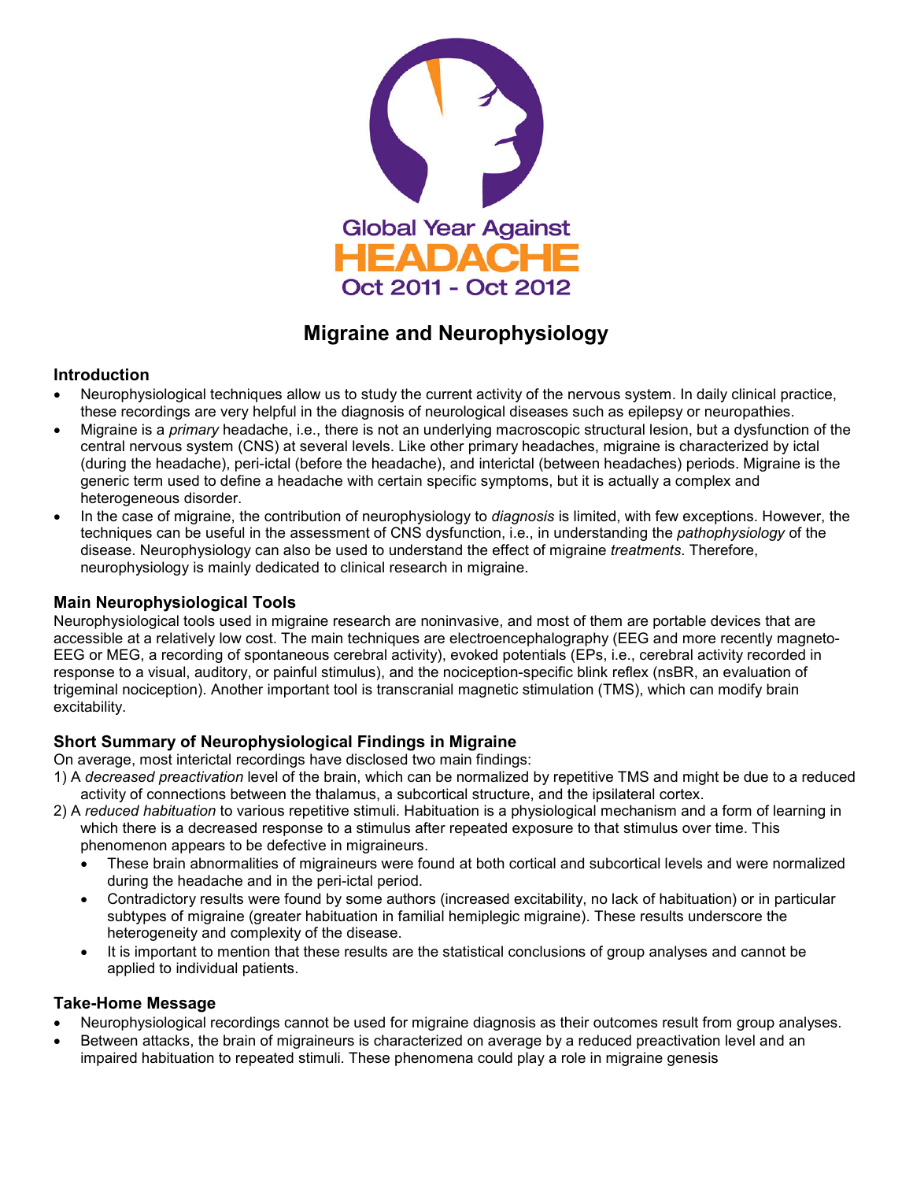Global Year Against
HEADACHE
Oct 2011 - Oct 2012

# Migraine and Neurophysiology

## Introduction

- Neurophysiological techniques allow us to study the current activity of the nervous system. In daily clinical practice, these recordings are very helpful in the diagnosis of neurological diseases such as epilepsy or neuropathies.
- Migraine is a *primary* headache, i.e., there is not an underlying macroscopic structural lesion, but a dysfunction of the central nervous system (CNS) at several levels. Like other primary headaches, migraine is characterized by ictal (during the headache), peri-ictal (before the headache), and interictal (between headaches) periods. Migraine is the generic term used to define a headache with certain specific symptoms, but it is actually a complex and heterogeneous disorder.
- In the case of migraine, the contribution of neurophysiology to *diagnosis* is limited, with few exceptions. However, the techniques can be useful in the assessment of CNS dysfunction, i.e., in understanding the *pathophysiology* of the disease. Neurophysiology can also be used to understand the effect of migraine *treatments*. Therefore, neurophysiology is mainly dedicated to clinical research in migraine.

## Main Neurophysiological Tools

Neurophysiological tools used in migraine research are noninvasive, and most of them are portable devices that are accessible at a relatively low cost. The main techniques are electroencephalography (EEG and more recently magneto-EEG or MEG, a recording of spontaneous cerebral activity), evoked potentials (EPs, i.e., cerebral activity recorded in response to a visual, auditory, or painful stimulus), and the nociception-specific blink reflex (nsBR, an evaluation of trigeminal nociception). Another important tool is transcranial magnetic stimulation (TMS), which can modify brain excitability.

## Short Summary of Neurophysiological Findings in Migraine

On average, most interictal recordings have disclosed two main findings:

1) A *decreased preactivation* level of the brain, which can be normalized by repetitive TMS and might be due to a reduced activity of connections between the thalamus, a subcortical structure, and the ipsilateral cortex.
2) A *reduced habituation* to various repetitive stimuli. Habituation is a physiological mechanism and a form of learning in which there is a decreased response to a stimulus after repeated exposure to that stimulus over time. This phenomenon appears to be defective in migraineurs.
   - These brain abnormalities of migraineurs were found at both cortical and subcortical levels and were normalized during the headache and in the peri-ictal period.
   - Contradictory results were found by some authors (increased excitability, no lack of habituation) or in particular subtypes of migraine (greater habituation in familial hemiplegic migraine). These results underscore the heterogeneity and complexity of the disease.
   - It is important to mention that these results are the statistical conclusions of group analyses and cannot be applied to individual patients.

## Take-Home Message

- Neurophysiological recordings cannot be used for migraine diagnosis as their outcomes result from group analyses.
- Between attacks, the brain of migraineurs is characterized on average by a reduced preactivation level and an impaired habituation to repeated stimuli. These phenomena could play a role in migraine genesis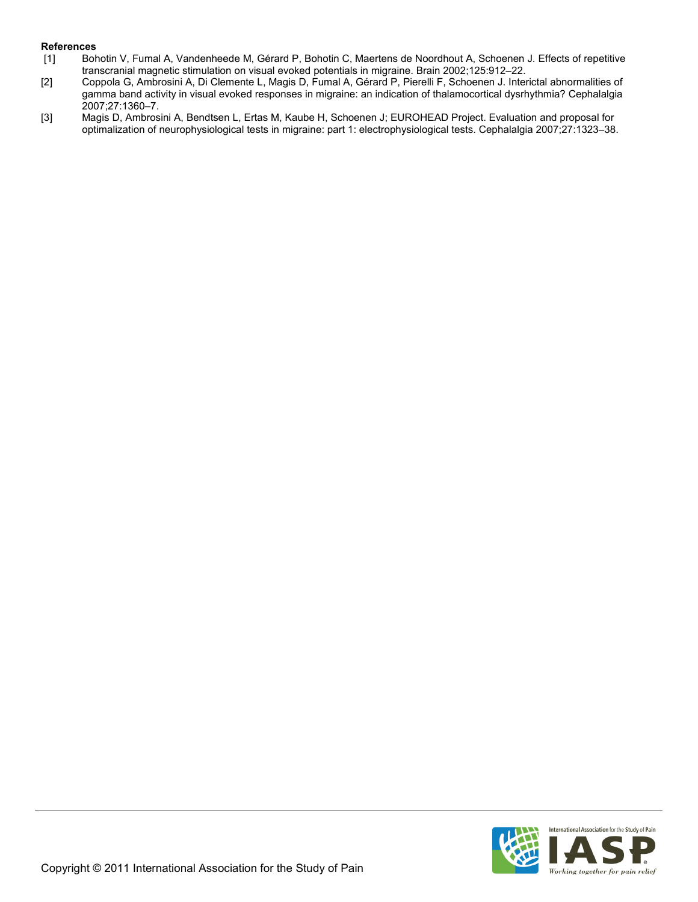**References**

[1] Bohotin V, Fumal A, Vandenheede M, Gérard P, Bohotin C, Maertens de Noordhout A, Schoenen J. Effects of repetitive transcranial magnetic stimulation on visual evoked potentials in migraine. Brain 2002;125:912–22.

[2] Coppola G, Ambrosini A, Di Clemente L, Magis D, Fumal A, Gérard P, Pierelli F, Schoenen J. Interictal abnormalities of gamma band activity in visual evoked responses in migraine: an indication of thalamocortical dysrhythmia? Cephalalgia 2007;27:1360–7.

[3] Magis D, Ambrosini A, Bendtsen L, Ertas M, Kaube H, Schoenen J; EUROHEAD Project. Evaluation and proposal for optimalization of neurophysiological tests in migraine: part 1: electrophysiological tests. Cephalalgia 2007;27:1323–38.

Copyright © 2011 International Association for the Study of Pain